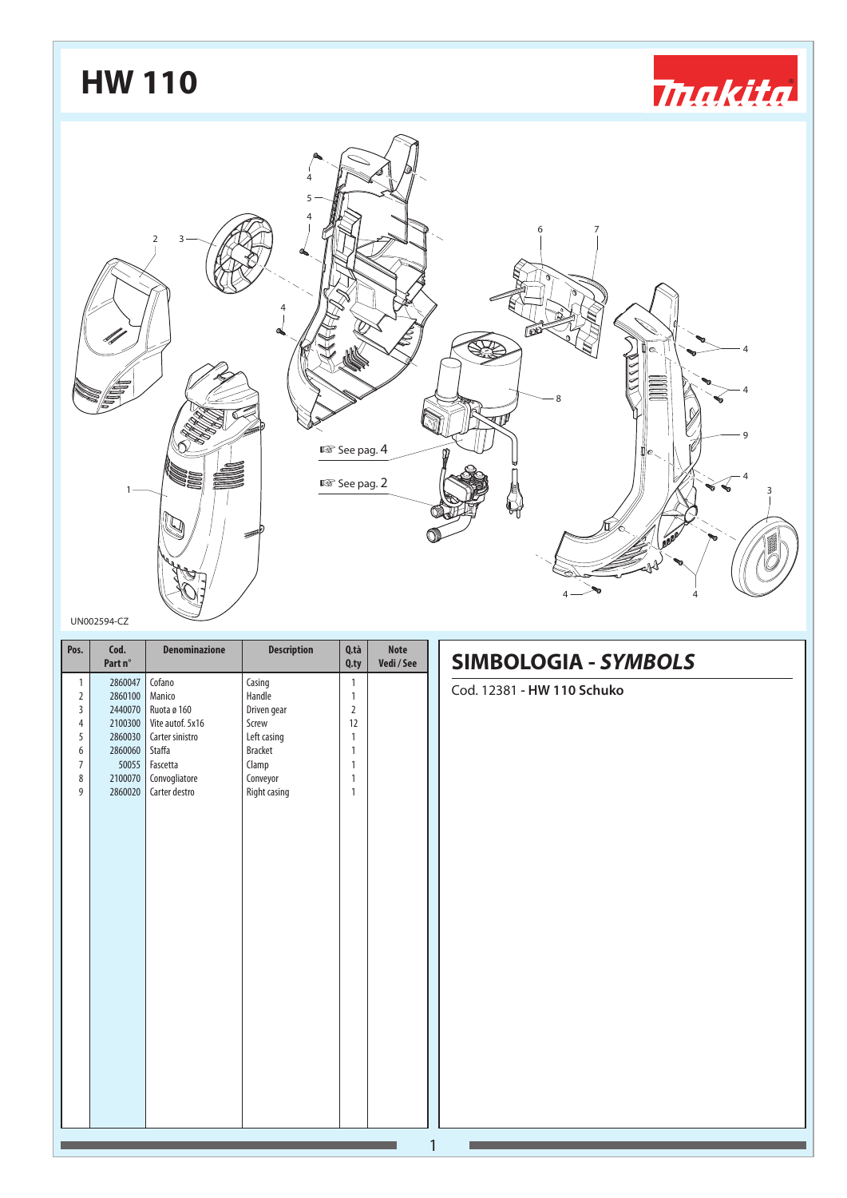# HW 110

☞ See pag. 4

☞ See pag. 2

UN002594-CZ

| Pos. | Cod. Part n° | Denominazione | Description | Q.tà Q.ty | Note Vedi / See |
|---|---|---|---|---|---|
| 1 | 2860047 | Cofano | Casing | 1 | |
| 2 | 2860100 | Manico | Handle | 1 | |
| 3 | 2440070 | Ruota ø 160 | Driven gear | 2 | |
| 4 | 2100300 | Vite autof. 5x16 | Screw | 12 | |
| 5 | 2860030 | Carter sinistro | Left casing | 1 | |
| 6 | 2860060 | Staffa | Bracket | 1 | |
| 7 | 50055 | Fascetta | Clamp | 1 | |
| 8 | 2100070 | Convogliatore | Conveyor | 1 | |
| 9 | 2860020 | Carter destro | Right casing | 1 | |

## SIMBOLOGIA - *SYMBOLS*

Cod. 12381 - **HW 110 Schuko**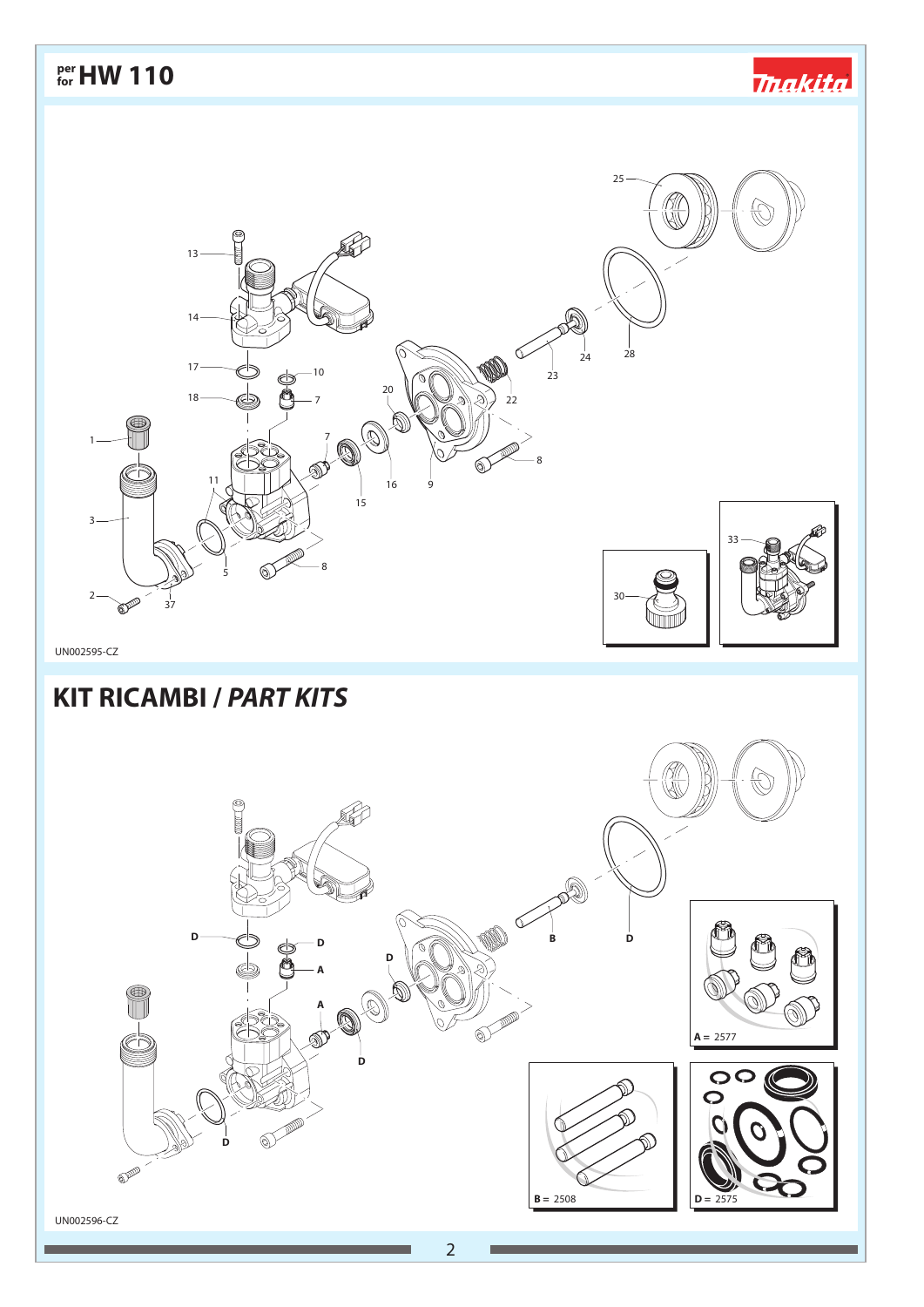# per for HW 110

UN002595-CZ

## KIT RICAMBI / *PART KITS*

A = 2577

B = 2508

D = 2575

UN002596-CZ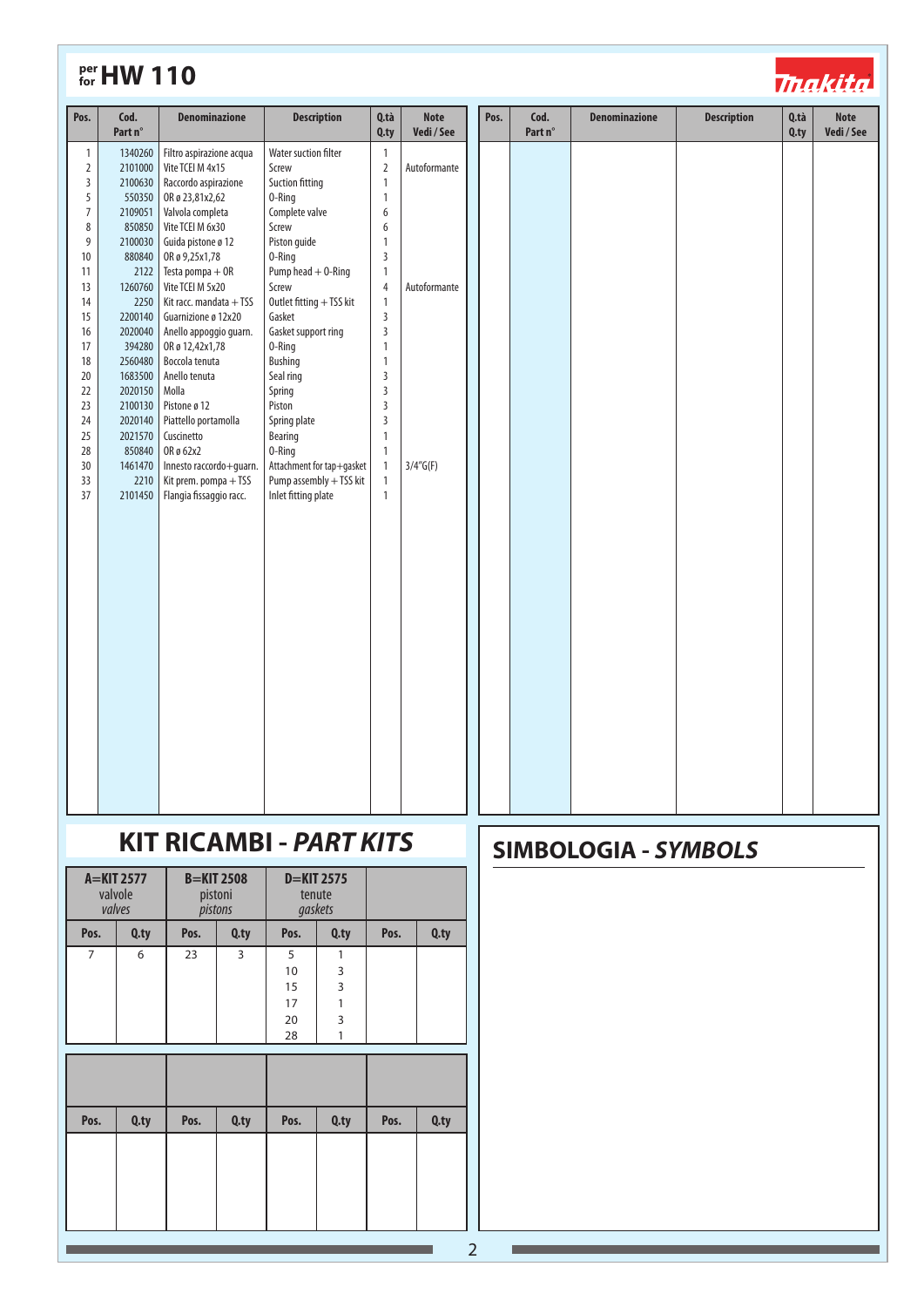# per for HW 110

| Pos. | Cod. Part n° | Denominazione | Description | Q.tà Q.ty | Note Vedi / See |
|---|---|---|---|---|---|
| 1 | 1340260 | Filtro aspirazione acqua | Water suction filter | 1 | |
| 2 | 2101000 | Vite TCEI M 4x15 | Screw | 2 | Autoformante |
| 3 | 2100630 | Raccordo aspirazione | Suction fitting | 1 | |
| 5 | 550350 | OR ø 23,81x2,62 | O-Ring | 1 | |
| 7 | 2109051 | Valvola completa | Complete valve | 6 | |
| 8 | 850850 | Vite TCEI M 6x30 | Screw | 6 | |
| 9 | 2100030 | Guida pistone ø 12 | Piston guide | 1 | |
| 10 | 880840 | OR ø 9,25x1,78 | O-Ring | 3 | |
| 11 | 2122 | Testa pompa + OR | Pump head + O-Ring | 1 | |
| 13 | 1260760 | Vite TCEI M 5x20 | Screw | 4 | Autoformante |
| 14 | 2250 | Kit racc. mandata + TSS | Outlet fitting + TSS kit | 1 | |
| 15 | 2200140 | Guarnizione ø 12x20 | Gasket | 3 | |
| 16 | 2020040 | Anello appoggio guarn. | Gasket support ring | 3 | |
| 17 | 394280 | OR ø 12,42x1,78 | O-Ring | 1 | |
| 18 | 2560480 | Boccola tenuta | Bushing | 1 | |
| 20 | 1683500 | Anello tenuta | Seal ring | 3 | |
| 22 | 2020150 | Molla | Spring | 3 | |
| 23 | 2100130 | Pistone ø 12 | Piston | 3 | |
| 24 | 2020140 | Piattello portamolla | Spring plate | 3 | |
| 25 | 2021570 | Cuscinetto | Bearing | 1 | |
| 28 | 850840 | OR ø 62x2 | O-Ring | 1 | |
| 30 | 1461470 | Innesto raccordo+guarn. | Attachment for tap+gasket | 1 | 3/4"G(F) |
| 33 | 2210 | Kit prem. pompa + TSS | Pump assembly + TSS kit | 1 | |
| 37 | 2101450 | Flangia fissaggio racc. | Inlet fitting plate | 1 | |

## KIT RICAMBI - *PART KITS*

| A=KIT 2577 valvole *valves* | | B=KIT 2508 pistoni *pistons* | | D=KIT 2575 tenute *gaskets* | | | |
|---|---|---|---|---|---|---|---|
| Pos. | Q.ty | Pos. | Q.ty | Pos. | Q.ty | Pos. | Q.ty |
| 7 | 6 | 23 | 3 | 5 | 1 | | |
| | | | | 10 | 3 | | |
| | | | | 15 | 3 | | |
| | | | | 17 | 1 | | |
| | | | | 20 | 3 | | |
| | | | | 28 | 1 | | |

## SIMBOLOGIA - *SYMBOLS*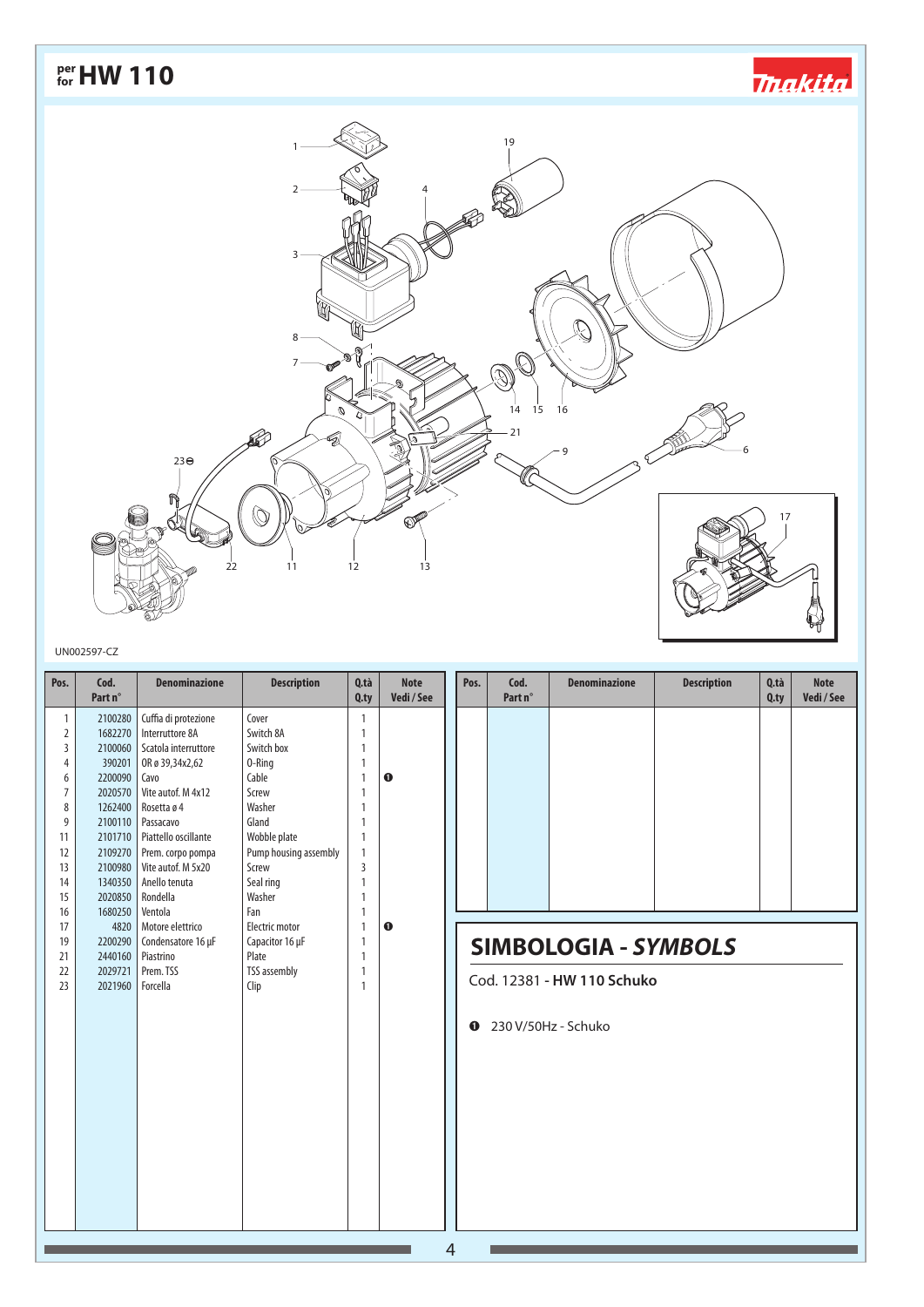# per for HW 110

UN002597-CZ

| Pos. | Cod. Part n° | Denominazione | Description | Q.tà Q.ty | Note Vedi / See |
|---|---|---|---|---|---|
| 1 | 2100280 | Cuffia di protezione | Cover | 1 | |
| 2 | 1682270 | Interruttore 8A | Switch 8A | 1 | |
| 3 | 2100060 | Scatola interruttore | Switch box | 1 | |
| 4 | 390201 | OR ø 39,34x2,62 | O-Ring | 1 | |
| 6 | 2200090 | Cavo | Cable | 1 | ❶ |
| 7 | 2020570 | Vite autof. M 4x12 | Screw | 1 | |
| 8 | 1262400 | Rosetta ø 4 | Washer | 1 | |
| 9 | 2100110 | Passacavo | Gland | 1 | |
| 11 | 2101710 | Piattello oscillante | Wobble plate | 1 | |
| 12 | 2109270 | Prem. corpo pompa | Pump housing assembly | 1 | |
| 13 | 2100980 | Vite autof. M 5x20 | Screw | 3 | |
| 14 | 1340350 | Anello tenuta | Seal ring | 1 | |
| 15 | 2020850 | Rondella | Washer | 1 | |
| 16 | 1680250 | Ventola | Fan | 1 | |
| 17 | 4820 | Motore elettrico | Electric motor | 1 | ❶ |
| 19 | 2200290 | Condensatore 16 µF | Capacitor 16 µF | 1 | |
| 21 | 2440160 | Piastrino | Plate | 1 | |
| 22 | 2029721 | Prem. TSS | TSS assembly | 1 | |
| 23 | 2021960 | Forcella | Clip | 1 | |

## SIMBOLOGIA - *SYMBOLS*

Cod. 12381 - **HW 110 Schuko**

❶ 230 V/50Hz - Schuko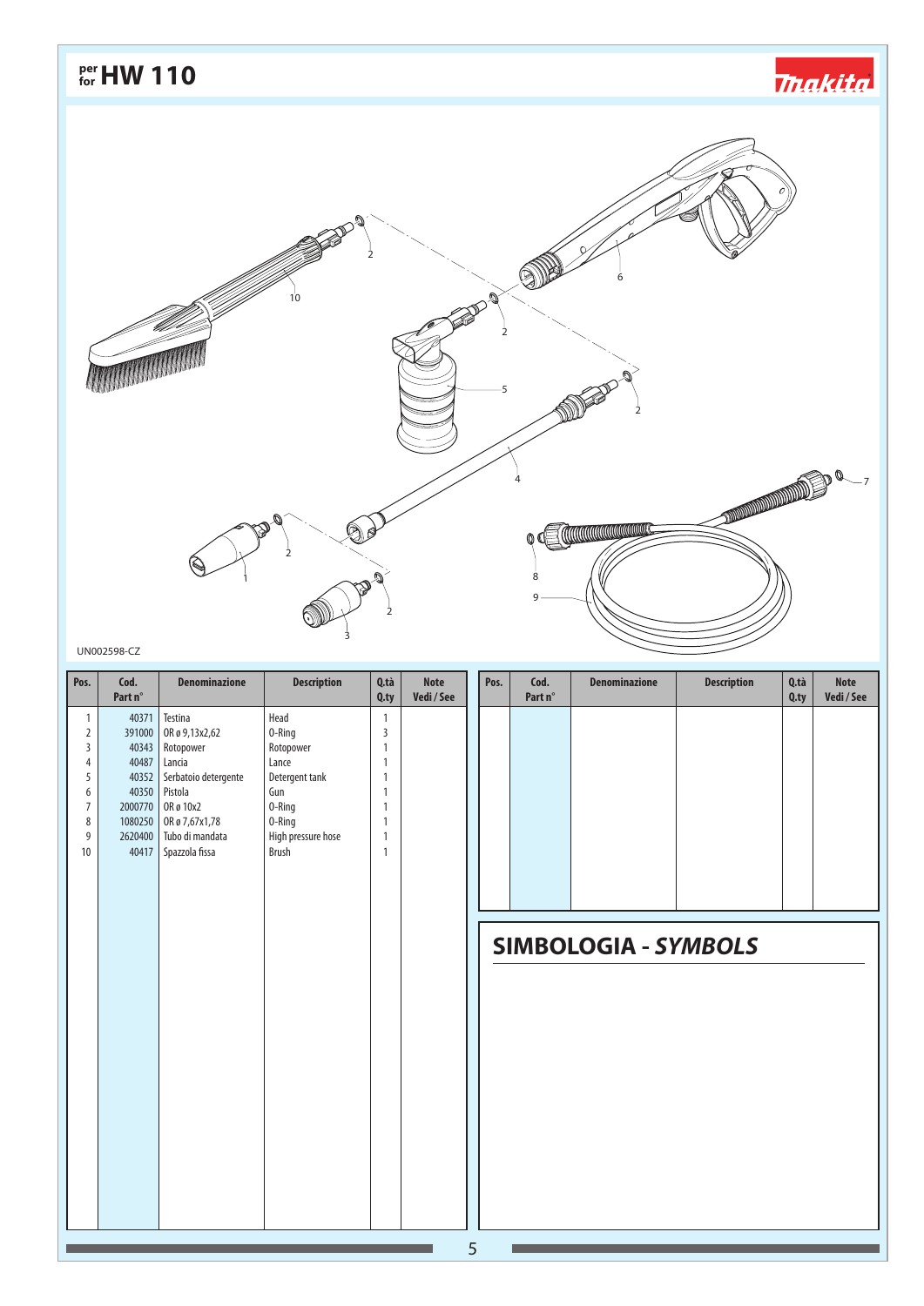# per for HW 110

UN002598-CZ

| Pos. | Cod. Part n° | Denominazione | Description | Q.tà Q.ty | Note Vedi / See |
|---|---|---|---|---|---|
| 1 | 40371 | Testina | Head | 1 | |
| 2 | 391000 | OR ø 9,13x2,62 | O-Ring | 3 | |
| 3 | 40343 | Rotopower | Rotopower | 1 | |
| 4 | 40487 | Lancia | Lance | 1 | |
| 5 | 40352 | Serbatoio detergente | Detergent tank | 1 | |
| 6 | 40350 | Pistola | Gun | 1 | |
| 7 | 2000770 | OR ø 10x2 | O-Ring | 1 | |
| 8 | 1080250 | OR ø 7,67x1,78 | O-Ring | 1 | |
| 9 | 2620400 | Tubo di mandata | High pressure hose | 1 | |
| 10 | 40417 | Spazzola fissa | Brush | 1 | |

| Pos. | Cod. Part n° | Denominazione | Description | Q.tà Q.ty | Note Vedi / See |
|---|---|---|---|---|---|

## SIMBOLOGIA - *SYMBOLS*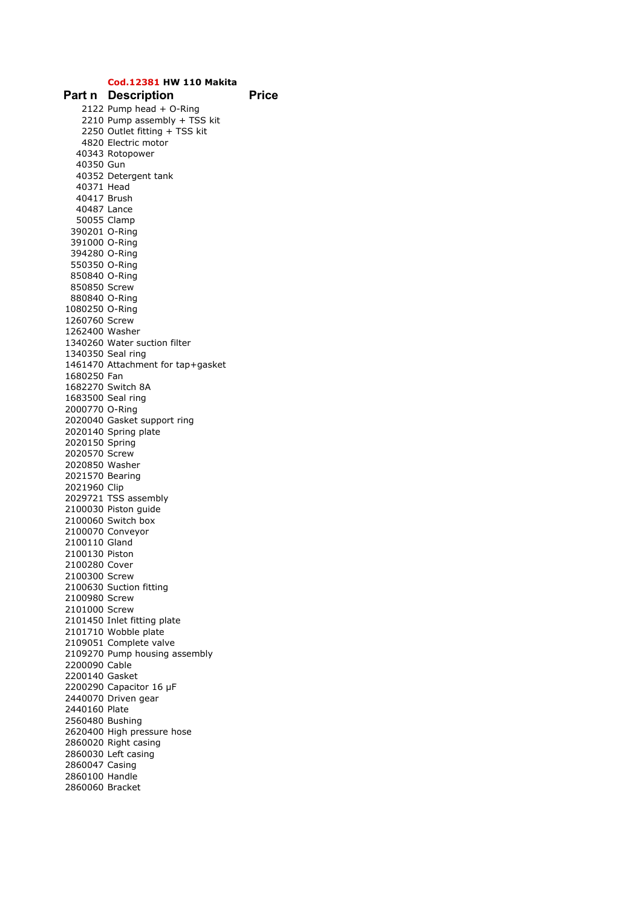**Cod.12381 HW 110 Makita**

| Part n | Description | Price |
|---|---|---|
| 2122 | Pump head + O-Ring | |
| 2210 | Pump assembly + TSS kit | |
| 2250 | Outlet fitting + TSS kit | |
| 4820 | Electric motor | |
| 40343 | Rotopower | |
| 40350 | Gun | |
| 40352 | Detergent tank | |
| 40371 | Head | |
| 40417 | Brush | |
| 40487 | Lance | |
| 50055 | Clamp | |
| 390201 | O-Ring | |
| 391000 | O-Ring | |
| 394280 | O-Ring | |
| 550350 | O-Ring | |
| 850840 | O-Ring | |
| 850850 | Screw | |
| 880840 | O-Ring | |
| 1080250 | O-Ring | |
| 1260760 | Screw | |
| 1262400 | Washer | |
| 1340260 | Water suction filter | |
| 1340350 | Seal ring | |
| 1461470 | Attachment for tap+gasket | |
| 1680250 | Fan | |
| 1682270 | Switch 8A | |
| 1683500 | Seal ring | |
| 2000770 | O-Ring | |
| 2020040 | Gasket support ring | |
| 2020140 | Spring plate | |
| 2020150 | Spring | |
| 2020570 | Screw | |
| 2020850 | Washer | |
| 2021570 | Bearing | |
| 2021960 | Clip | |
| 2029721 | TSS assembly | |
| 2100030 | Piston guide | |
| 2100060 | Switch box | |
| 2100070 | Conveyor | |
| 2100110 | Gland | |
| 2100130 | Piston | |
| 2100280 | Cover | |
| 2100300 | Screw | |
| 2100630 | Suction fitting | |
| 2100980 | Screw | |
| 2101000 | Screw | |
| 2101450 | Inlet fitting plate | |
| 2101710 | Wobble plate | |
| 2109051 | Complete valve | |
| 2109270 | Pump housing assembly | |
| 2200090 | Cable | |
| 2200140 | Gasket | |
| 2200290 | Capacitor 16 μF | |
| 2440070 | Driven gear | |
| 2440160 | Plate | |
| 2560480 | Bushing | |
| 2620400 | High pressure hose | |
| 2860020 | Right casing | |
| 2860030 | Left casing | |
| 2860047 | Casing | |
| 2860100 | Handle | |
| 2860060 | Bracket | |